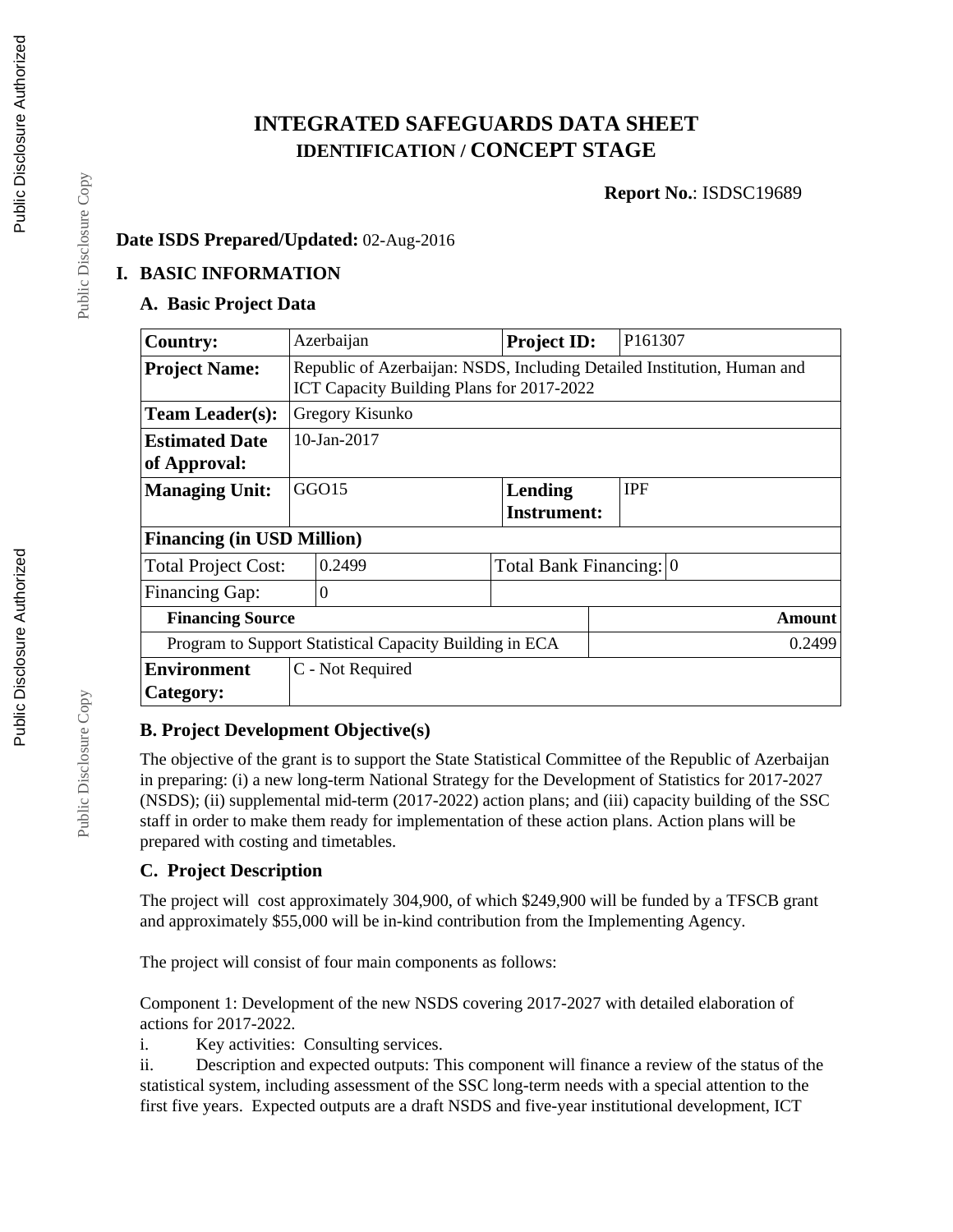# INTEGRATED SAFEGUARDS DATA SHEET
## IDENTIFICATION / CONCEPT STAGE

**Report No.**: ISDSC19689

**Date ISDS Prepared/Updated:** 02-Aug-2016

## I. BASIC INFORMATION

### A. Basic Project Data

| **Country:** | Azerbaijan | **Project ID:** | P161307 |
|---|---|---|---|
| **Project Name:** | Republic of Azerbaijan: NSDS, Including Detailed Institution, Human and ICT Capacity Building Plans for 2017-2022 | | |
| **Team Leader(s):** | Gregory Kisunko | | |
| **Estimated Date of Approval:** | 10-Jan-2017 | | |
| **Managing Unit:** | GGO15 | **Lending Instrument:** | IPF |
| **Financing (in USD Million)** | | | |
| Total Project Cost: | 0.2499 | Total Bank Financing: | 0 |
| Financing Gap: | 0 | | |
| **Financing Source** | | | **Amount** |
| Program to Support Statistical Capacity Building in ECA | | | 0.2499 |
| **Environment Category:** | C - Not Required | | |

### B. Project Development Objective(s)

The objective of the grant is to support the State Statistical Committee of the Republic of Azerbaijan in preparing: (i) a new long-term National Strategy for the Development of Statistics for 2017-2027 (NSDS); (ii) supplemental mid-term (2017-2022) action plans; and (iii) capacity building of the SSC staff in order to make them ready for implementation of these action plans. Action plans will be prepared with costing and timetables.

### C. Project Description

The project will cost approximately 304,900, of which $249,900 will be funded by a TFSCB grant and approximately $55,000 will be in-kind contribution from the Implementing Agency.

The project will consist of four main components as follows:

Component 1: Development of the new NSDS covering 2017-2027 with detailed elaboration of actions for 2017-2022.

i. Key activities: Consulting services.

ii. Description and expected outputs: This component will finance a review of the status of the statistical system, including assessment of the SSC long-term needs with a special attention to the first five years. Expected outputs are a draft NSDS and five-year institutional development, ICT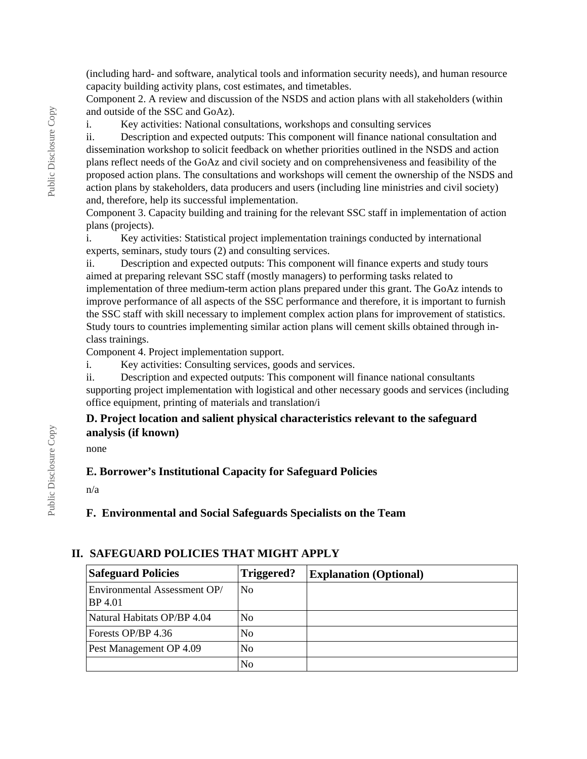(including hard- and software, analytical tools and information security needs), and human resource capacity building activity plans, cost estimates, and timetables.

Component 2. A review and discussion of the NSDS and action plans with all stakeholders (within and outside of the SSC and GoAz).

i. Key activities: National consultations, workshops and consulting services

ii. Description and expected outputs: This component will finance national consultation and dissemination workshop to solicit feedback on whether priorities outlined in the NSDS and action plans reflect needs of the GoAz and civil society and on comprehensiveness and feasibility of the proposed action plans. The consultations and workshops will cement the ownership of the NSDS and action plans by stakeholders, data producers and users (including line ministries and civil society) and, therefore, help its successful implementation.

Component 3. Capacity building and training for the relevant SSC staff in implementation of action plans (projects).

i. Key activities: Statistical project implementation trainings conducted by international experts, seminars, study tours (2) and consulting services.

ii. Description and expected outputs: This component will finance experts and study tours aimed at preparing relevant SSC staff (mostly managers) to performing tasks related to implementation of three medium-term action plans prepared under this grant. The GoAz intends to improve performance of all aspects of the SSC performance and therefore, it is important to furnish the SSC staff with skill necessary to implement complex action plans for improvement of statistics. Study tours to countries implementing similar action plans will cement skills obtained through in-class trainings.

Component 4. Project implementation support.

i. Key activities: Consulting services, goods and services.

ii. Description and expected outputs: This component will finance national consultants supporting project implementation with logistical and other necessary goods and services (including office equipment, printing of materials and translation/i

### D. Project location and salient physical characteristics relevant to the safeguard analysis (if known)

none

### E. Borrower's Institutional Capacity for Safeguard Policies

n/a

### F. Environmental and Social Safeguards Specialists on the Team

## II. SAFEGUARD POLICIES THAT MIGHT APPLY

| Safeguard Policies | Triggered? | Explanation (Optional) |
|---|---|---|
| Environmental Assessment OP/ BP 4.01 | No | |
| Natural Habitats OP/BP 4.04 | No | |
| Forests OP/BP 4.36 | No | |
| Pest Management OP 4.09 | No | |
| | No | |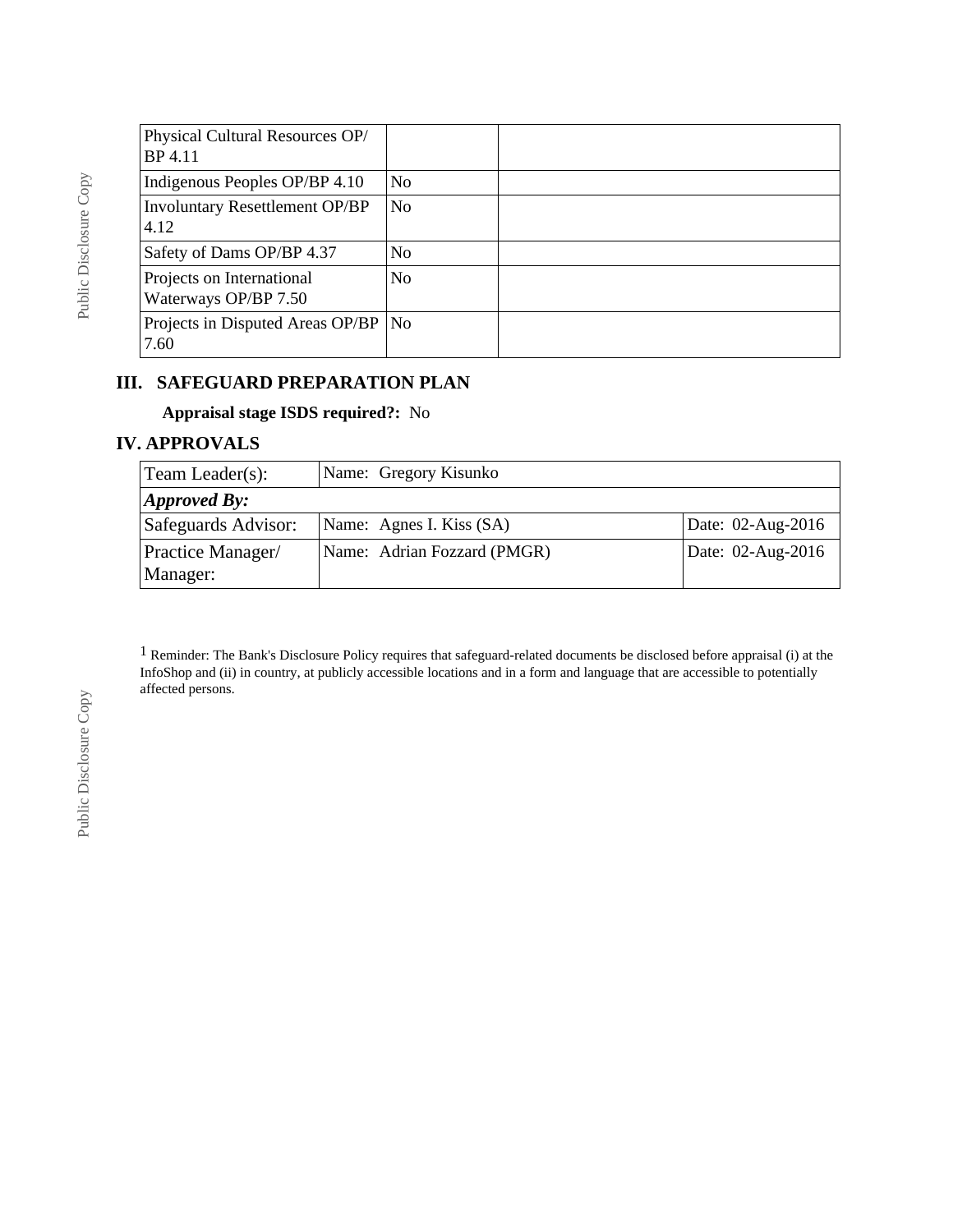| | | |
|---|---|---|
| Physical Cultural Resources OP/ BP 4.11 | | |
| Indigenous Peoples OP/BP 4.10 | No | |
| Involuntary Resettlement OP/BP 4.12 | No | |
| Safety of Dams OP/BP 4.37 | No | |
| Projects on International Waterways OP/BP 7.50 | No | |
| Projects in Disputed Areas OP/BP 7.60 | No | |

## III. SAFEGUARD PREPARATION PLAN

**Appraisal stage ISDS required?:** No

## IV. APPROVALS

| | | |
|---|---|---|
| Team Leader(s): | Name: Gregory Kisunko | |
| ***Approved By:*** | | |
| Safeguards Advisor: | Name: Agnes I. Kiss (SA) | Date: 02-Aug-2016 |
| Practice Manager/ Manager: | Name: Adrian Fozzard (PMGR) | Date: 02-Aug-2016 |

[1] Reminder: The Bank's Disclosure Policy requires that safeguard-related documents be disclosed before appraisal (i) at the InfoShop and (ii) in country, at publicly accessible locations and in a form and language that are accessible to potentially affected persons.